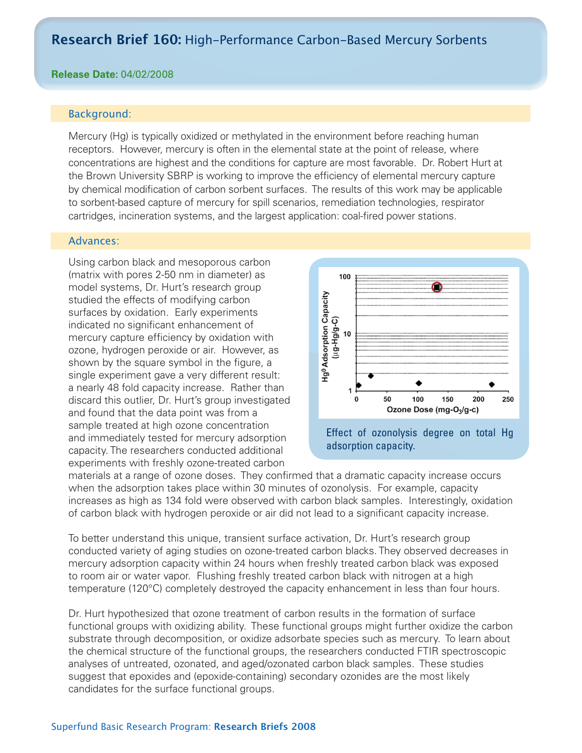# Research Brief 160: High-Performance Carbon-Based Mercury Sorbents

**Release Date:** 04/02/2008

## Background:

Mercury (Hg) is typically oxidized or methylated in the environment before reaching human receptors. However, mercury is often in the elemental state at the point of release, where concentrations are highest and the conditions for capture are most favorable. Dr. Robert Hurt at the Brown University SBRP is working to improve the efficiency of elemental mercury capture by chemical modification of carbon sorbent surfaces. The results of this work may be applicable to sorbent-based capture of mercury for spill scenarios, remediation technologies, respirator cartridges, incineration systems, and the largest application: coal-fired power stations.

## Advances:

Using carbon black and mesoporous carbon (matrix with pores 2-50 nm in diameter) as model systems, Dr. Hurt's research group studied the effects of modifying carbon surfaces by oxidation. Early experiments indicated no significant enhancement of mercury capture efficiency by oxidation with ozone, hydrogen peroxide or air. However, as shown by the square symbol in the figure, a single experiment gave a very different result: a nearly 48 fold capacity increase. Rather than discard this outlier, Dr. Hurt's group investigated and found that the data point was from a sample treated at high ozone concentration and immediately tested for mercury adsorption capacity. The researchers conducted additional experiments with freshly ozone-treated carbon materials at a range of ozone doses. They confirmed that a dramatic capacity increase occurs when the adsorption takes place within 30 minutes of ozonolysis. For example, capacity increases as high as 134 fold were observed with carbon black samples. Interestingly, oxidation of carbon black with hydrogen peroxide or air did not lead to a significant capacity increase.

Effect of ozonolysis degree on total Hg adsorption capacity.

To better understand this unique, transient surface activation, Dr. Hurt's research group conducted variety of aging studies on ozone-treated carbon blacks. They observed decreases in mercury adsorption capacity within 24 hours when freshly treated carbon black was exposed to room air or water vapor. Flushing freshly treated carbon black with nitrogen at a high temperature (120°C) completely destroyed the capacity enhancement in less than four hours.

Dr. Hurt hypothesized that ozone treatment of carbon results in the formation of surface functional groups with oxidizing ability. These functional groups might further oxidize the carbon substrate through decomposition, or oxidize adsorbate species such as mercury. To learn about the chemical structure of the functional groups, the researchers conducted FTIR spectroscopic analyses of untreated, ozonated, and aged/ozonated carbon black samples. These studies suggest that epoxides and (epoxide-containing) secondary ozonides are the most likely candidates for the surface functional groups.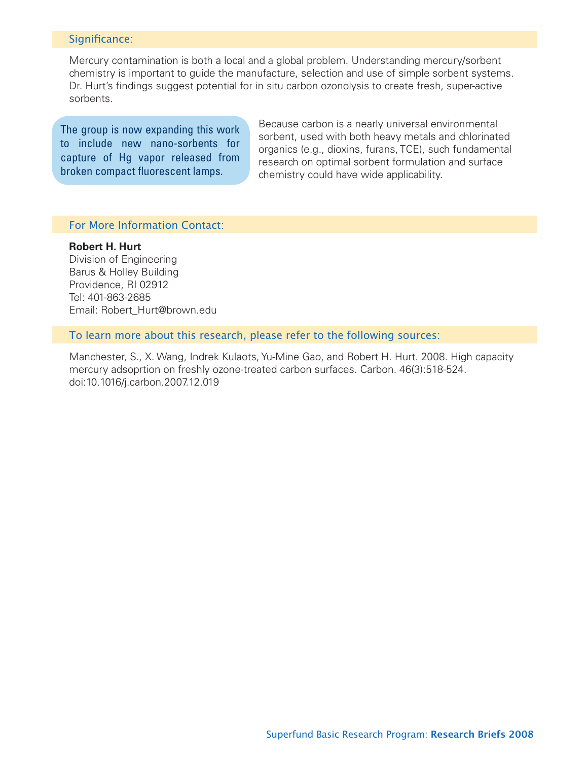## Significance:

Mercury contamination is both a local and a global problem. Understanding mercury/sorbent chemistry is important to guide the manufacture, selection and use of simple sorbent systems. Dr. Hurt's findings suggest potential for in situ carbon ozonolysis to create fresh, super-active sorbents.

The group is now expanding this work to include new nano-sorbents for capture of Hg vapor released from broken compact fluorescent lamps.

Because carbon is a nearly universal environmental sorbent, used with both heavy metals and chlorinated organics (e.g., dioxins, furans, TCE), such fundamental research on optimal sorbent formulation and surface chemistry could have wide applicability.

## For More Information Contact:

**Robert H. Hurt**
Division of Engineering
Barus & Holley Building
Providence, RI 02912
Tel: 401-863-2685
Email: Robert_Hurt@brown.edu

## To learn more about this research, please refer to the following sources:

Manchester, S., X. Wang, Indrek Kulaots, Yu-Mine Gao, and Robert H. Hurt. 2008. High capacity mercury adsoprtion on freshly ozone-treated carbon surfaces. Carbon. 46(3):518-524. doi:10.1016/j.carbon.2007.12.019